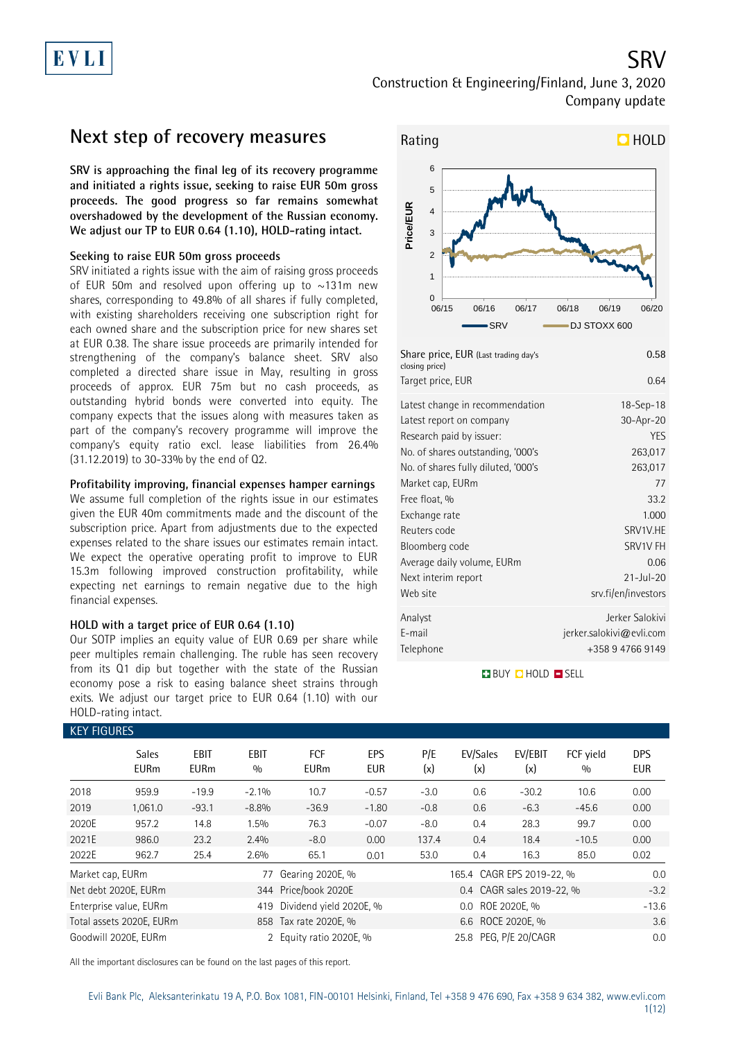# SRV

Construction & Engineering/Finland, June 3, 2020

Company update

## Next step of recovery measures

**SRV is approaching the final leg of its recovery programme and initiated a rights issue, seeking to raise EUR 50m gross proceeds. The good progress so far remains somewhat overshadowed by the development of the Russian economy. We adjust our TP to EUR 0.64 (1.10), HOLD-rating intact.**

### Seeking to raise EUR 50m gross proceeds

SRV initiated a rights issue with the aim of raising gross proceeds of EUR 50m and resolved upon offering up to ~131m new shares, corresponding to 49.8% of all shares if fully completed, with existing shareholders receiving one subscription right for each owned share and the subscription price for new shares set at EUR 0.38. The share issue proceeds are primarily intended for strengthening of the company's balance sheet. SRV also completed a directed share issue in May, resulting in gross proceeds of approx. EUR 75m but no cash proceeds, as outstanding hybrid bonds were converted into equity. The company expects that the issues along with measures taken as part of the company's recovery programme will improve the company's equity ratio excl. lease liabilities from 26.4% (31.12.2019) to 30-33% by the end of Q2.

### Profitability improving, financial expenses hamper earnings

We assume full completion of the rights issue in our estimates given the EUR 40m commitments made and the discount of the subscription price. Apart from adjustments due to the expected expenses related to the share issues our estimates remain intact. We expect the operative operating profit to improve to EUR 15.3m following improved construction profitability, while expecting net earnings to remain negative due to the high financial expenses.

### HOLD with a target price of EUR 0.64 (1.10)

Our SOTP implies an equity value of EUR 0.69 per share while peer multiples remain challenging. The ruble has seen recovery from its Q1 dip but together with the state of the Russian economy pose a risk to easing balance sheet strains through exits. We adjust our target price to EUR 0.64 (1.10) with our HOLD-rating intact.

**Rating: HOLD**

| | |
|---|---|
| Share price, EUR (Last trading day's closing price) | 0.58 |
| Target price, EUR | 0.64 |
| Latest change in recommendation | 18-Sep-18 |
| Latest report on company | 30-Apr-20 |
| Research paid by issuer: | YES |
| No. of shares outstanding, '000's | 263,017 |
| No. of shares fully diluted, '000's | 263,017 |
| Market cap, EURm | 77 |
| Free float, % | 33.2 |
| Exchange rate | 1.000 |
| Reuters code | SRV1V.HE |
| Bloomberg code | SRV1V FH |
| Average daily volume, EURm | 0.06 |
| Next interim report | 21-Jul-20 |
| Web site | srv.fi/en/investors |
| Analyst | Jerker Salokivi |
| E-mail | jerker.salokivi@evli.com |
| Telephone | +358 9 4766 9149 |

### KEY FIGURES

| | Sales EURm | EBIT EURm | EBIT % | FCF EURm | EPS EUR | P/E (x) | EV/Sales (x) | EV/EBIT (x) | FCF yield % | DPS EUR |
|---|---|---|---|---|---|---|---|---|---|---|
| 2018 | 959.9 | -19.9 | -2.1% | 10.7 | -0.57 | -3.0 | 0.6 | -30.2 | 10.6 | 0.00 |
| 2019 | 1,061.0 | -93.1 | -8.8% | -36.9 | -1.80 | -0.8 | 0.6 | -6.3 | -45.6 | 0.00 |
| 2020E | 957.2 | 14.8 | 1.5% | 76.3 | -0.07 | -8.0 | 0.4 | 28.3 | 99.7 | 0.00 |
| 2021E | 986.0 | 23.2 | 2.4% | -8.0 | 0.00 | 137.4 | 0.4 | 18.4 | -10.5 | 0.00 |
| 2022E | 962.7 | 25.4 | 2.6% | 65.1 | 0.01 | 53.0 | 0.4 | 16.3 | 85.0 | 0.02 |

| | | | | | |
|---|---|---|---|---|---|
| Market cap, EURm | 77 | Gearing 2020E, % | 165.4 | CAGR EPS 2019-22, % | 0.0 |
| Net debt 2020E, EURm | 344 | Price/book 2020E | 0.4 | CAGR sales 2019-22, % | -3.2 |
| Enterprise value, EURm | 419 | Dividend yield 2020E, % | 0.0 | ROE 2020E, % | -13.6 |
| Total assets 2020E, EURm | 858 | Tax rate 2020E, % | 6.6 | ROCE 2020E, % | 3.6 |
| Goodwill 2020E, EURm | 2 | Equity ratio 2020E, % | 25.8 | PEG, P/E 20/CAGR | 0.0 |

All the important disclosures can be found on the last pages of this report.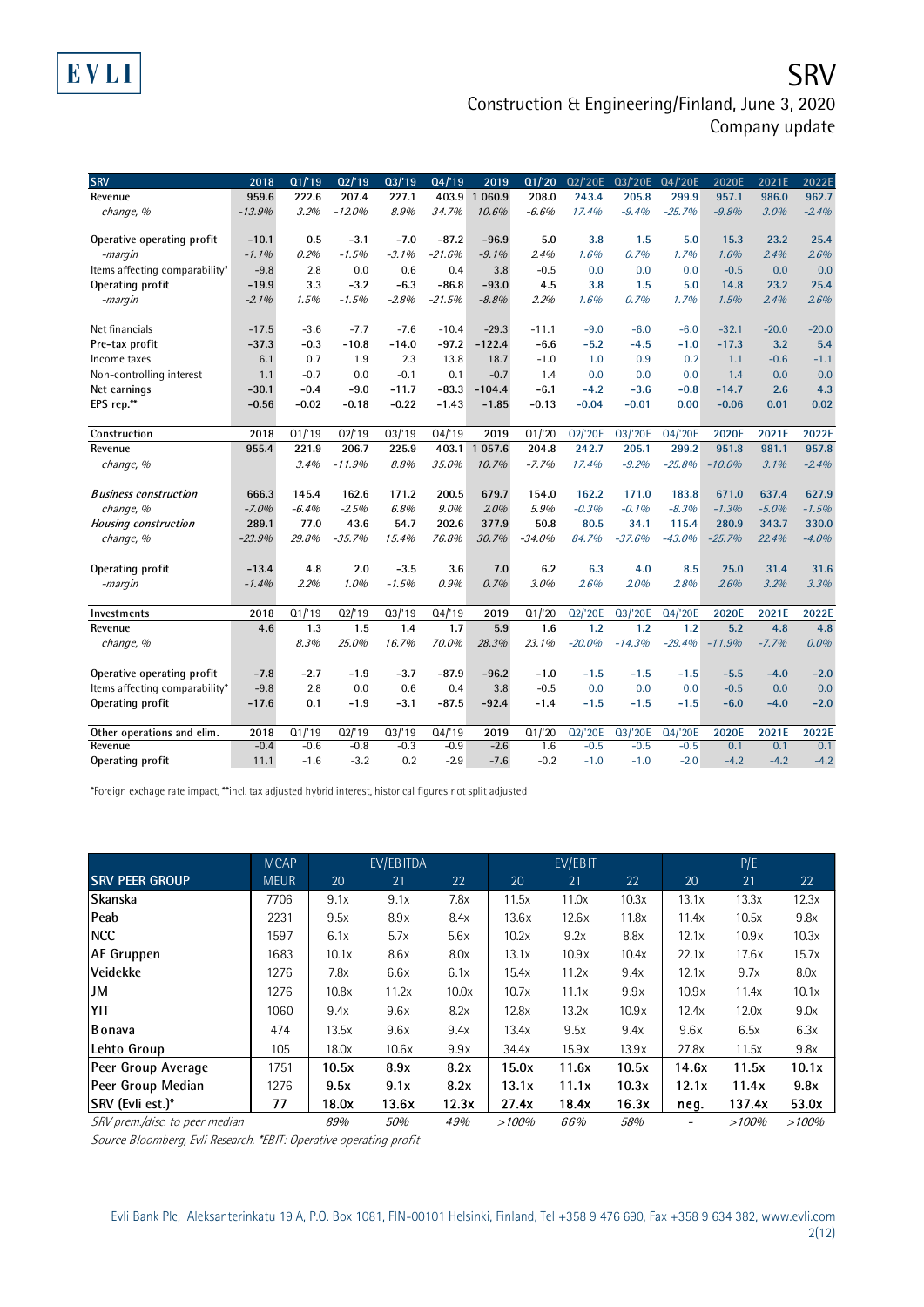| SRV | 2018 | Q1/'19 | Q2/'19 | Q3/'19 | Q4/'19 | 2019 | Q1/'20 | Q2/'20E | Q3/'20E | Q4/'20E | 2020E | 2021E | 2022E |
|---|---|---|---|---|---|---|---|---|---|---|---|---|---|
| Revenue | 959.6 | 222.6 | 207.4 | 227.1 | 403.9 | 1 060.9 | 208.0 | 243.4 | 205.8 | 299.9 | 957.1 | 986.0 | 962.7 |
| *change, %* | *-13.9%* | *3.2%* | *-12.0%* | *8.9%* | *34.7%* | *10.6%* | *-6.6%* | *17.4%* | *-9.4%* | *-25.7%* | *-9.8%* | *3.0%* | *-2.4%* |
| | | | | | | | | | | | | | |
| Operative operating profit | -10.1 | 0.5 | -3.1 | -7.0 | -87.2 | -96.9 | 5.0 | 3.8 | 1.5 | 5.0 | 15.3 | 23.2 | 25.4 |
| *-margin* | *-1.1%* | *0.2%* | *-1.5%* | *-3.1%* | *-21.6%* | *-9.1%* | *2.4%* | *1.6%* | *0.7%* | *1.7%* | *1.6%* | *2.4%* | *2.6%* |
| Items affecting comparability* | -9.8 | 2.8 | 0.0 | 0.6 | 0.4 | 3.8 | -0.5 | 0.0 | 0.0 | 0.0 | -0.5 | 0.0 | 0.0 |
| Operating profit | -19.9 | 3.3 | -3.2 | -6.3 | -86.8 | -93.0 | 4.5 | 3.8 | 1.5 | 5.0 | 14.8 | 23.2 | 25.4 |
| *-margin* | *-2.1%* | *1.5%* | *-1.5%* | *-2.8%* | *-21.5%* | *-8.8%* | *2.2%* | *1.6%* | *0.7%* | *1.7%* | *1.5%* | *2.4%* | *2.6%* |
| | | | | | | | | | | | | | |
| Net financials | -17.5 | -3.6 | -7.7 | -7.6 | -10.4 | -29.3 | -11.1 | -9.0 | -6.0 | -6.0 | -32.1 | -20.0 | -20.0 |
| Pre-tax profit | -37.3 | -0.3 | -10.8 | -14.0 | -97.2 | -122.4 | -6.6 | -5.2 | -4.5 | -1.0 | -17.3 | 3.2 | 5.4 |
| Income taxes | 6.1 | 0.7 | 1.9 | 2.3 | 13.8 | 18.7 | -1.0 | 1.0 | 0.9 | 0.2 | 1.1 | -0.6 | -1.1 |
| Non-controlling interest | 1.1 | -0.7 | 0.0 | -0.1 | 0.1 | -0.7 | 1.4 | 0.0 | 0.0 | 0.0 | 1.4 | 0.0 | 0.0 |
| Net earnings | -30.1 | -0.4 | -9.0 | -11.7 | -83.3 | -104.4 | -6.1 | -4.2 | -3.6 | -0.8 | -14.7 | 2.6 | 4.3 |
| EPS rep.** | -0.56 | -0.02 | -0.18 | -0.22 | -1.43 | -1.85 | -0.13 | -0.04 | -0.01 | 0.00 | -0.06 | 0.01 | 0.02 |

| Construction | 2018 | Q1/'19 | Q2/'19 | Q3/'19 | Q4/'19 | 2019 | Q1/'20 | Q2/'20E | Q3/'20E | Q4/'20E | 2020E | 2021E | 2022E |
|---|---|---|---|---|---|---|---|---|---|---|---|---|---|
| Revenue | 955.4 | 221.9 | 206.7 | 225.9 | 403.1 | 1 057.6 | 204.8 | 242.7 | 205.1 | 299.2 | 951.8 | 981.1 | 957.8 |
| *change, %* | | *3.4%* | *-11.9%* | *8.8%* | *35.0%* | *10.7%* | *-7.7%* | *17.4%* | *-9.2%* | *-25.8%* | *-10.0%* | *3.1%* | *-2.4%* |
| | | | | | | | | | | | | | |
| ***Business construction*** | 666.3 | 145.4 | 162.6 | 171.2 | 200.5 | 679.7 | 154.0 | 162.2 | 171.0 | 183.8 | 671.0 | 637.4 | 627.9 |
| *change, %* | *-7.0%* | *-6.4%* | *-2.5%* | *6.8%* | *9.0%* | *2.0%* | *5.9%* | *-0.3%* | *-0.1%* | *-8.3%* | *-1.3%* | *-5.0%* | *-1.5%* |
| ***Housing construction*** | 289.1 | 77.0 | 43.6 | 54.7 | 202.6 | 377.9 | 50.8 | 80.5 | 34.1 | 115.4 | 280.9 | 343.7 | 330.0 |
| *change, %* | *-23.9%* | *29.8%* | *-35.7%* | *15.4%* | *76.8%* | *30.7%* | *-34.0%* | *84.7%* | *-37.6%* | *-43.0%* | *-25.7%* | *22.4%* | *-4.0%* |
| | | | | | | | | | | | | | |
| Operating profit | -13.4 | 4.8 | 2.0 | -3.5 | 3.6 | 7.0 | 6.2 | 6.3 | 4.0 | 8.5 | 25.0 | 31.4 | 31.6 |
| *-margin* | *-1.4%* | *2.2%* | *1.0%* | *-1.5%* | *0.9%* | *0.7%* | *3.0%* | *2.6%* | *2.0%* | *2.8%* | *2.6%* | *3.2%* | *3.3%* |

| Investments | 2018 | Q1/'19 | Q2/'19 | Q3/'19 | Q4/'19 | 2019 | Q1/'20 | Q2/'20E | Q3/'20E | Q4/'20E | 2020E | 2021E | 2022E |
|---|---|---|---|---|---|---|---|---|---|---|---|---|---|
| Revenue | 4.6 | 1.3 | 1.5 | 1.4 | 1.7 | 5.9 | 1.6 | 1.2 | 1.2 | 1.2 | 5.2 | 4.8 | 4.8 |
| *change, %* | | *8.3%* | *25.0%* | *16.7%* | *70.0%* | *28.3%* | *23.1%* | *-20.0%* | *-14.3%* | *-29.4%* | *-11.9%* | *-7.7%* | *0.0%* |
| | | | | | | | | | | | | | |
| Operative operating profit | -7.8 | -2.7 | -1.9 | -3.7 | -87.9 | -96.2 | -1.0 | -1.5 | -1.5 | -1.5 | -5.5 | -4.0 | -2.0 |
| Items affecting comparability* | -9.8 | 2.8 | 0.0 | 0.6 | 0.4 | 3.8 | -0.5 | 0.0 | 0.0 | 0.0 | -0.5 | 0.0 | 0.0 |
| Operating profit | -17.6 | 0.1 | -1.9 | -3.1 | -87.5 | -92.4 | -1.4 | -1.5 | -1.5 | -1.5 | -6.0 | -4.0 | -2.0 |

| Other operations and elim. | 2018 | Q1/'19 | Q2/'19 | Q3/'19 | Q4/'19 | 2019 | Q1/'20 | Q2/'20E | Q3/'20E | Q4/'20E | 2020E | 2021E | 2022E |
|---|---|---|---|---|---|---|---|---|---|---|---|---|---|
| Revenue | -0.4 | -0.6 | -0.8 | -0.3 | -0.9 | -2.6 | 1.6 | -0.5 | -0.5 | -0.5 | 0.1 | 0.1 | 0.1 |
| Operating profit | 11.1 | -1.6 | -3.2 | 0.2 | -2.9 | -7.6 | -0.2 | -1.0 | -1.0 | -2.0 | -4.2 | -4.2 | -4.2 |

*Foreign exchange rate impact, **incl. tax adjusted hybrid interest, historical figures not split adjusted

| | MCAP | EV/EBITDA | | | EV/EBIT | | | P/E | | |
|---|---|---|---|---|---|---|---|---|---|---|
| **SRV PEER GROUP** | MEUR | 20 | 21 | 22 | 20 | 21 | 22 | 20 | 21 | 22 |
| Skanska | 7706 | 9.1x | 9.1x | 7.8x | 11.5x | 11.0x | 10.3x | 13.1x | 13.3x | 12.3x |
| Peab | 2231 | 9.5x | 8.9x | 8.4x | 13.6x | 12.6x | 11.8x | 11.4x | 10.5x | 9.8x |
| NCC | 1597 | 6.1x | 5.7x | 5.6x | 10.2x | 9.2x | 8.8x | 12.1x | 10.9x | 10.3x |
| AF Gruppen | 1683 | 10.1x | 8.6x | 8.0x | 13.1x | 10.9x | 10.4x | 22.1x | 17.6x | 15.7x |
| Veidekke | 1276 | 7.8x | 6.6x | 6.1x | 15.4x | 11.2x | 9.4x | 12.1x | 9.7x | 8.0x |
| JM | 1276 | 10.8x | 11.2x | 10.0x | 10.7x | 11.1x | 9.9x | 10.9x | 11.4x | 10.1x |
| YIT | 1060 | 9.4x | 9.6x | 8.2x | 12.8x | 13.2x | 10.9x | 12.4x | 12.0x | 9.0x |
| Bonava | 474 | 13.5x | 9.6x | 9.4x | 13.4x | 9.5x | 9.4x | 9.6x | 6.5x | 6.3x |
| Lehto Group | 105 | 18.0x | 10.6x | 9.9x | 34.4x | 15.9x | 13.9x | 27.8x | 11.5x | 9.8x |
| Peer Group Average | 1751 | **10.5x** | **8.9x** | **8.2x** | **15.0x** | **11.6x** | **10.5x** | **14.6x** | **11.5x** | **10.1x** |
| Peer Group Median | 1276 | **9.5x** | **9.1x** | **8.2x** | **13.1x** | **11.1x** | **10.3x** | **12.1x** | **11.4x** | **9.8x** |
| **SRV (Evli est.)*** | **77** | **18.0x** | **13.6x** | **12.3x** | **27.4x** | **18.4x** | **16.3x** | **neg.** | **137.4x** | **53.0x** |
| *SRV prem./disc. to peer median* | | *89%* | *50%* | *49%* | *>100%* | *66%* | *58%* | - | *>100%* | *>100%* |

*Source Bloomberg, Evli Research. *EBIT: Operative operating profit*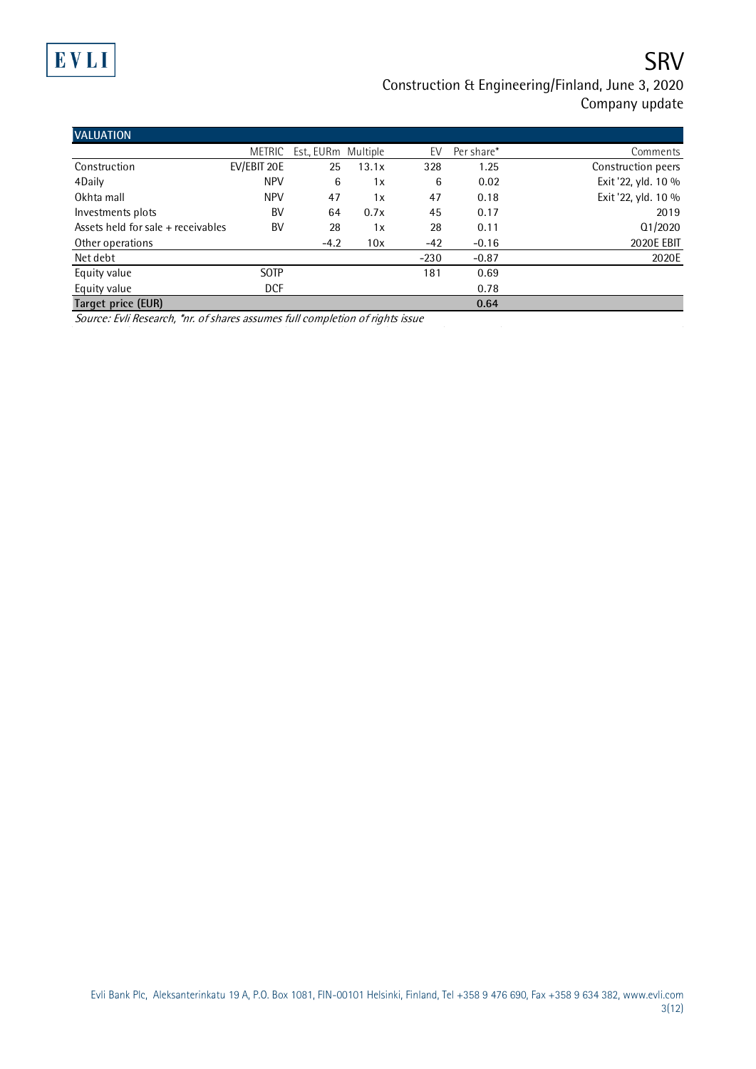| VALUATION | | | | | | |
|---|---|---|---|---|---|---|
| | METRIC | Est., EURm | Multiple | EV | Per share* | Comments |
| Construction | EV/EBIT 20E | 25 | 13.1x | 328 | 1.25 | Construction peers |
| 4Daily | NPV | 6 | 1x | 6 | 0.02 | Exit '22, yld. 10 % |
| Okhta mall | NPV | 47 | 1x | 47 | 0.18 | Exit '22, yld. 10 % |
| Investments plots | BV | 64 | 0.7x | 45 | 0.17 | 2019 |
| Assets held for sale + receivables | BV | 28 | 1x | 28 | 0.11 | Q1/2020 |
| Other operations | | -4.2 | 10x | -42 | -0.16 | 2020E EBIT |
| Net debt | | | | -230 | -0.87 | 2020E |
| Equity value | SOTP | | | 181 | 0.69 | |
| Equity value | DCF | | | | 0.78 | |
| **Target price (EUR)** | | | | | **0.64** | |

*Source: Evli Research, *nr. of shares assumes full completion of rights issue*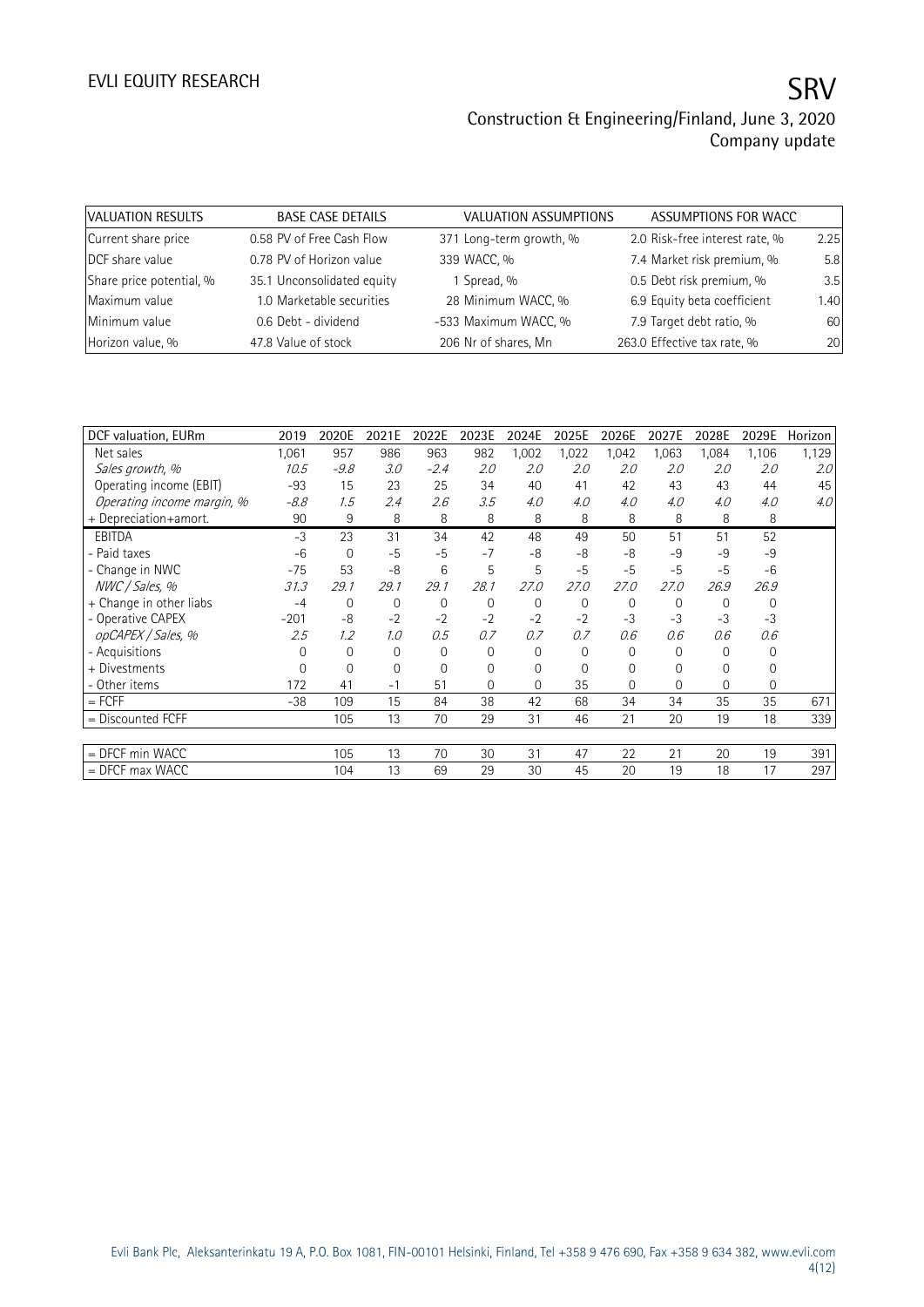| VALUATION RESULTS | BASE CASE DETAILS | VALUATION ASSUMPTIONS | ASSUMPTIONS FOR WACC | |
|---|---|---|---|---|
| Current share price | 0.58 PV of Free Cash Flow | 371 Long-term growth, % | 2.0 Risk-free interest rate, % | 2.25 |
| DCF share value | 0.78 PV of Horizon value | 339 WACC, % | 7.4 Market risk premium, % | 5.8 |
| Share price potential, % | 35.1 Unconsolidated equity | 1 Spread, % | 0.5 Debt risk premium, % | 3.5 |
| Maximum value | 1.0 Marketable securities | 28 Minimum WACC, % | 6.9 Equity beta coefficient | 1.40 |
| Minimum value | 0.6 Debt - dividend | -533 Maximum WACC, % | 7.9 Target debt ratio, % | 60 |
| Horizon value, % | 47.8 Value of stock | 206 Nr of shares, Mn | 263.0 Effective tax rate, % | 20 |

| DCF valuation, EURm | 2019 | 2020E | 2021E | 2022E | 2023E | 2024E | 2025E | 2026E | 2027E | 2028E | 2029E | Horizon |
|---|---|---|---|---|---|---|---|---|---|---|---|---|
| Net sales | 1,061 | 957 | 986 | 963 | 982 | 1,002 | 1,022 | 1,042 | 1,063 | 1,084 | 1,106 | 1,129 |
| *Sales growth, %* | *10.5* | *-9.8* | *3.0* | *-2.4* | *2.0* | *2.0* | *2.0* | *2.0* | *2.0* | *2.0* | *2.0* | *2.0* |
| Operating income (EBIT) | -93 | 15 | 23 | 25 | 34 | 40 | 41 | 42 | 43 | 43 | 44 | 45 |
| *Operating income margin, %* | *-8.8* | *1.5* | *2.4* | *2.6* | *3.5* | *4.0* | *4.0* | *4.0* | *4.0* | *4.0* | *4.0* | *4.0* |
| + Depreciation+amort. | 90 | 9 | 8 | 8 | 8 | 8 | 8 | 8 | 8 | 8 | 8 | |
| EBITDA | -3 | 23 | 31 | 34 | 42 | 48 | 49 | 50 | 51 | 51 | 52 | |
| - Paid taxes | -6 | 0 | -5 | -5 | -7 | -8 | -8 | -8 | -9 | -9 | -9 | |
| - Change in NWC | -75 | 53 | -8 | 6 | 5 | 5 | -5 | -5 | -5 | -5 | -6 | |
| *NWC / Sales, %* | *31.3* | *29.1* | *29.1* | *29.1* | *28.1* | *27.0* | *27.0* | *27.0* | *27.0* | *26.9* | *26.9* | |
| + Change in other liabs | -4 | 0 | 0 | 0 | 0 | 0 | 0 | 0 | 0 | 0 | 0 | |
| - Operative CAPEX | -201 | -8 | -2 | -2 | -2 | -2 | -2 | -3 | -3 | -3 | -3 | |
| *opCAPEX / Sales, %* | *2.5* | *1.2* | *1.0* | *0.5* | *0.7* | *0.7* | *0.7* | *0.6* | *0.6* | *0.6* | *0.6* | |
| - Acquisitions | 0 | 0 | 0 | 0 | 0 | 0 | 0 | 0 | 0 | 0 | 0 | |
| + Divestments | 0 | 0 | 0 | 0 | 0 | 0 | 0 | 0 | 0 | 0 | 0 | |
| - Other items | 172 | 41 | -1 | 51 | 0 | 0 | 35 | 0 | 0 | 0 | 0 | |
| = FCFF | -38 | 109 | 15 | 84 | 38 | 42 | 68 | 34 | 34 | 35 | 35 | 671 |
| = Discounted FCFF | | 105 | 13 | 70 | 29 | 31 | 46 | 21 | 20 | 19 | 18 | 339 |
| | | | | | | | | | | | | |
| = DFCF min WACC | | 105 | 13 | 70 | 30 | 31 | 47 | 22 | 21 | 20 | 19 | 391 |
| = DFCF max WACC | | 104 | 13 | 69 | 29 | 30 | 45 | 20 | 19 | 18 | 17 | 297 |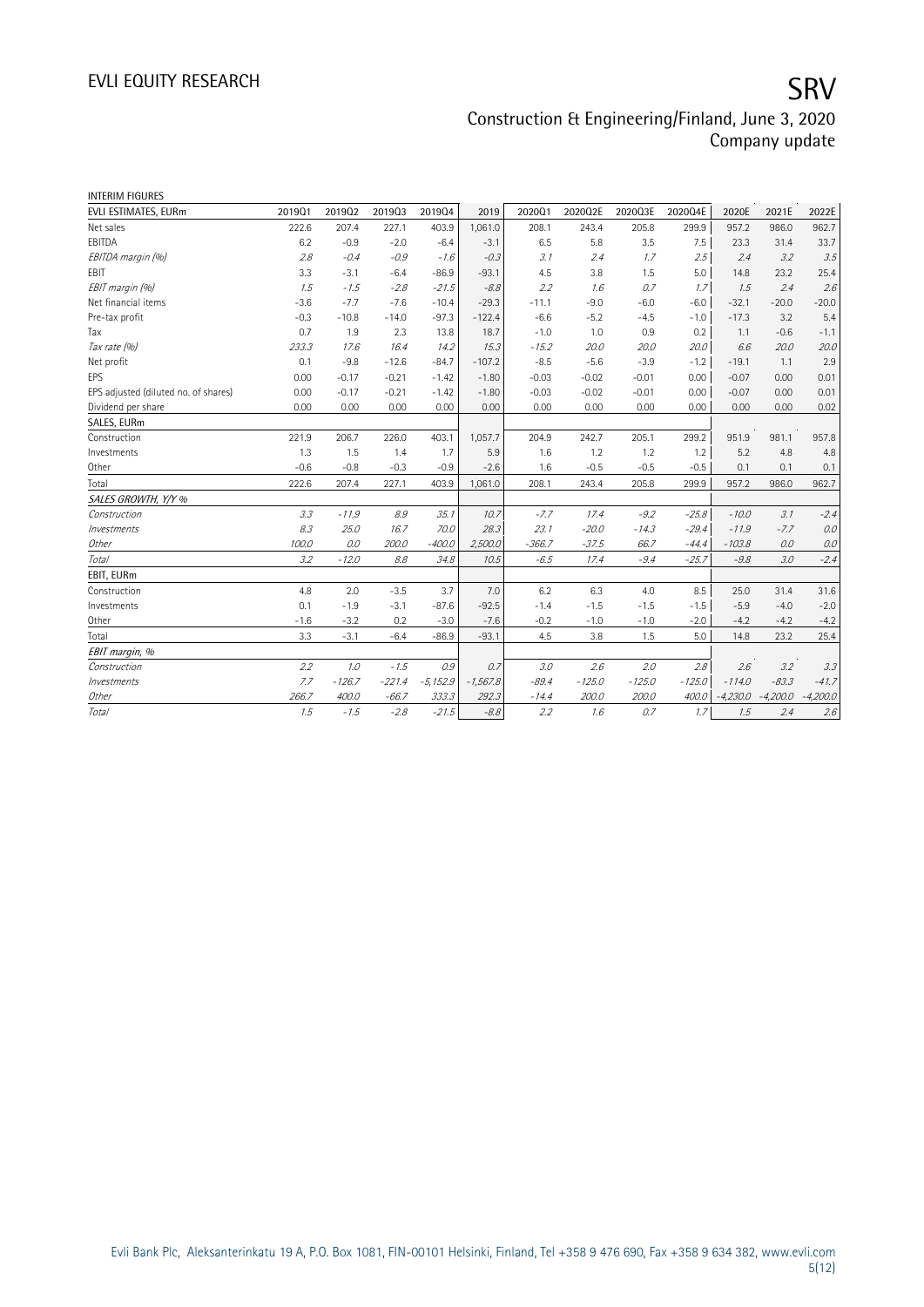INTERIM FIGURES

| EVLI ESTIMATES, EURm | 2019Q1 | 2019Q2 | 2019Q3 | 2019Q4 | 2019 | 2020Q1 | 2020Q2E | 2020Q3E | 2020Q4E | 2020E | 2021E | 2022E |
|---|---|---|---|---|---|---|---|---|---|---|---|---|
| Net sales | 222.6 | 207.4 | 227.1 | 403.9 | 1,061.0 | 208.1 | 243.4 | 205.8 | 299.9 | 957.2 | 986.0 | 962.7 |
| EBITDA | 6.2 | -0.9 | -2.0 | -6.4 | -3.1 | 6.5 | 5.8 | 3.5 | 7.5 | 23.3 | 31.4 | 33.7 |
| *EBITDA margin (%)* | *2.8* | *-0.4* | *-0.9* | *-1.6* | *-0.3* | *3.1* | *2.4* | *1.7* | *2.5* | *2.4* | *3.2* | *3.5* |
| EBIT | 3.3 | -3.1 | -6.4 | -86.9 | -93.1 | 4.5 | 3.8 | 1.5 | 5.0 | 14.8 | 23.2 | 25.4 |
| *EBIT margin (%)* | *1.5* | *-1.5* | *-2.8* | *-21.5* | *-8.8* | *2.2* | *1.6* | *0.7* | *1.7* | *1.5* | *2.4* | *2.6* |
| Net financial items | -3.6 | -7.7 | -7.6 | -10.4 | -29.3 | -11.1 | -9.0 | -6.0 | -6.0 | -32.1 | -20.0 | -20.0 |
| Pre-tax profit | -0.3 | -10.8 | -14.0 | -97.3 | -122.4 | -6.6 | -5.2 | -4.5 | -1.0 | -17.3 | 3.2 | 5.4 |
| Tax | 0.7 | 1.9 | 2.3 | 13.8 | 18.7 | -1.0 | 1.0 | 0.9 | 0.2 | 1.1 | -0.6 | -1.1 |
| *Tax rate (%)* | *233.3* | *17.6* | *16.4* | *14.2* | *15.3* | *-15.2* | *20.0* | *20.0* | *20.0* | *6.6* | *20.0* | *20.0* |
| Net profit | 0.1 | -9.8 | -12.6 | -84.7 | -107.2 | -8.5 | -5.6 | -3.9 | -1.2 | -19.1 | 1.1 | 2.9 |
| EPS | 0.00 | -0.17 | -0.21 | -1.42 | -1.80 | -0.03 | -0.02 | -0.01 | 0.00 | -0.07 | 0.00 | 0.01 |
| EPS adjusted (diluted no. of shares) | 0.00 | -0.17 | -0.21 | -1.42 | -1.80 | -0.03 | -0.02 | -0.01 | 0.00 | -0.07 | 0.00 | 0.01 |
| Dividend per share | 0.00 | 0.00 | 0.00 | 0.00 | 0.00 | 0.00 | 0.00 | 0.00 | 0.00 | 0.00 | 0.00 | 0.02 |
| SALES, EURm | | | | | | | | | | | | |
| Construction | 221.9 | 206.7 | 226.0 | 403.1 | 1,057.7 | 204.9 | 242.7 | 205.1 | 299.2 | 951.9 | 981.1 | 957.8 |
| Investments | 1.3 | 1.5 | 1.4 | 1.7 | 5.9 | 1.6 | 1.2 | 1.2 | 1.2 | 5.2 | 4.8 | 4.8 |
| Other | -0.6 | -0.8 | -0.3 | -0.9 | -2.6 | 1.6 | -0.5 | -0.5 | -0.5 | 0.1 | 0.1 | 0.1 |
| Total | 222.6 | 207.4 | 227.1 | 403.9 | 1,061.0 | 208.1 | 243.4 | 205.8 | 299.9 | 957.2 | 986.0 | 962.7 |
| *SALES GROWTH, Y/Y %* | | | | | | | | | | | | |
| *Construction* | *3.3* | *-11.9* | *8.9* | *35.1* | *10.7* | *-7.7* | *17.4* | *-9.2* | *-25.8* | *-10.0* | *3.1* | *-2.4* |
| *Investments* | *8.3* | *25.0* | *16.7* | *70.0* | *28.3* | *23.1* | *-20.0* | *-14.3* | *-29.4* | *-11.9* | *-7.7* | *0.0* |
| *Other* | *100.0* | *0.0* | *200.0* | *-400.0* | *2,500.0* | *-366.7* | *-37.5* | *66.7* | *-44.4* | *-103.8* | *0.0* | *0.0* |
| *Total* | *3.2* | *-12.0* | *8.8* | *34.8* | *10.5* | *-6.5* | *17.4* | *-9.4* | *-25.7* | *-9.8* | *3.0* | *-2.4* |
| EBIT, EURm | | | | | | | | | | | | |
| Construction | 4.8 | 2.0 | -3.5 | 3.7 | 7.0 | 6.2 | 6.3 | 4.0 | 8.5 | 25.0 | 31.4 | 31.6 |
| Investments | 0.1 | -1.9 | -3.1 | -87.6 | -92.5 | -1.4 | -1.5 | -1.5 | -1.5 | -5.9 | -4.0 | -2.0 |
| Other | -1.6 | -3.2 | 0.2 | -3.0 | -7.6 | -0.2 | -1.0 | -1.0 | -2.0 | -4.2 | -4.2 | -4.2 |
| Total | 3.3 | -3.1 | -6.4 | -86.9 | -93.1 | 4.5 | 3.8 | 1.5 | 5.0 | 14.8 | 23.2 | 25.4 |
| *EBIT margin, %* | | | | | | | | | | | | |
| *Construction* | *2.2* | *1.0* | *-1.5* | *0.9* | *0.7* | *3.0* | *2.6* | *2.0* | *2.8* | *2.6* | *3.2* | *3.3* |
| *Investments* | *7.7* | *-126.7* | *-221.4* | *-5,152.9* | *-1,567.8* | *-89.4* | *-125.0* | *-125.0* | *-125.0* | *-114.0* | *-83.3* | *-41.7* |
| *Other* | *266.7* | *400.0* | *-66.7* | *333.3* | *292.3* | *-14.4* | *200.0* | *200.0* | *400.0* | *-4,230.0* | *-4,200.0* | *-4,200.0* |
| *Total* | *1.5* | *-1.5* | *-2.8* | *-21.5* | *-8.8* | *2.2* | *1.6* | *0.7* | *1.7* | *1.5* | *2.4* | *2.6* |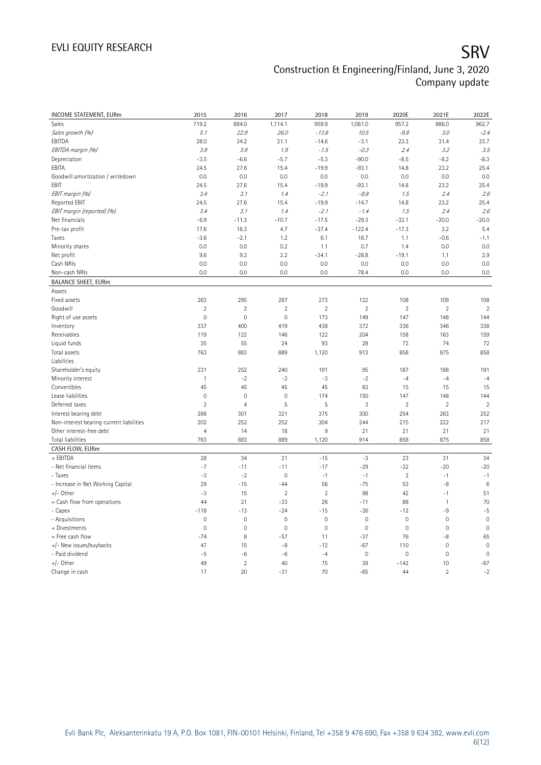| INCOME STATEMENT, EURm | 2015 | 2016 | 2017 | 2018 | 2019 | 2020E | 2021E | 2022E |
|---|---|---|---|---|---|---|---|---|
| Sales | 719.2 | 884.0 | 1,114.1 | 959.9 | 1,061.0 | 957.2 | 986.0 | 962.7 |
| *Sales growth (%)* | *5.1* | *22.9* | *26.0* | *-13.8* | *10.5* | *-9.8* | *3.0* | *-2.4* |
| EBITDA | 28.0 | 34.2 | 21.1 | -14.6 | -3.1 | 23.3 | 31.4 | 33.7 |
| *EBITDA margin (%)* | *3.9* | *3.9* | *1.9* | *-1.5* | *-0.3* | *2.4* | *3.2* | *3.5* |
| Depreciation | -3.5 | -6.6 | -5.7 | -5.3 | -90.0 | -8.5 | -8.2 | -8.3 |
| EBITA | 24.5 | 27.6 | 15.4 | -19.9 | -93.1 | 14.8 | 23.2 | 25.4 |
| Goodwill amortization / writedown | 0.0 | 0.0 | 0.0 | 0.0 | 0.0 | 0.0 | 0.0 | 0.0 |
| EBIT | 24.5 | 27.6 | 15.4 | -19.9 | -93.1 | 14.8 | 23.2 | 25.4 |
| *EBIT margin (%)* | *3.4* | *3.1* | *1.4* | *-2.1* | *-8.8* | *1.5* | *2.4* | *2.6* |
| Reported EBIT | 24.5 | 27.6 | 15.4 | -19.9 | -14.7 | 14.8 | 23.2 | 25.4 |
| *EBIT margin (reported) (%)* | *3.4* | *3.1* | *1.4* | *-2.1* | *-1.4* | *1.5* | *2.4* | *2.6* |
| Net financials | -6.9 | -11.3 | -10.7 | -17.5 | -29.3 | -32.1 | -20.0 | -20.0 |
| Pre-tax profit | 17.6 | 16.3 | 4.7 | -37.4 | -122.4 | -17.3 | 3.2 | 5.4 |
| Taxes | -3.6 | -2.1 | 1.2 | 6.1 | 18.7 | 1.1 | -0.6 | -1.1 |
| Minority shares | 0.0 | 0.0 | 0.2 | 1.1 | 0.7 | 1.4 | 0.0 | 0.0 |
| Net profit | 9.6 | 9.2 | 2.2 | -34.1 | -28.8 | -19.1 | 1.1 | 2.9 |
| Cash NRIs | 0.0 | 0.0 | 0.0 | 0.0 | 0.0 | 0.0 | 0.0 | 0.0 |
| Non-cash NRIs | 0.0 | 0.0 | 0.0 | 0.0 | 78.4 | 0.0 | 0.0 | 0.0 |
| **BALANCE SHEET, EURm** | | | | | | | | |
| Assets | | | | | | | | |
| Fixed assets | 263 | 295 | 287 | 273 | 122 | 108 | 109 | 108 |
| Goodwill | 2 | 2 | 2 | 2 | 2 | 2 | 2 | 2 |
| Right of use assets | 0 | 0 | 0 | 173 | 149 | 147 | 148 | 144 |
| Inventory | 337 | 400 | 419 | 438 | 372 | 336 | 346 | 338 |
| Receivables | 119 | 122 | 146 | 122 | 204 | 158 | 163 | 159 |
| Liquid funds | 35 | 55 | 24 | 93 | 28 | 72 | 74 | 72 |
| Total assets | 763 | 883 | 889 | 1,120 | 913 | 858 | 875 | 858 |
| Liabilities | | | | | | | | |
| Shareholder's equity | 231 | 252 | 240 | 191 | 95 | 187 | 188 | 191 |
| Minority interest | 1 | -2 | -2 | -3 | -2 | -4 | -4 | -4 |
| Convertibles | 45 | 45 | 45 | 45 | 83 | 15 | 15 | 15 |
| Lease liabilities | 0 | 0 | 0 | 174 | 150 | 147 | 148 | 144 |
| Deferred taxes | 2 | 4 | 5 | 5 | 3 | 2 | 2 | 2 |
| Interest bearing debt | 266 | 301 | 321 | 375 | 300 | 254 | 263 | 252 |
| Non-interest bearing current liabilities | 202 | 253 | 252 | 304 | 244 | 215 | 222 | 217 |
| Other interest-free debt | 4 | 14 | 18 | 9 | 21 | 21 | 21 | 21 |
| Total liabilities | 763 | 883 | 889 | 1,120 | 914 | 858 | 875 | 858 |
| **CASH FLOW, EURm** | | | | | | | | |
| + EBITDA | 28 | 34 | 21 | -15 | -3 | 23 | 31 | 34 |
| - Net financial items | -7 | -11 | -11 | -17 | -29 | -32 | -20 | -20 |
| - Taxes | -3 | -2 | 0 | -1 | -1 | 2 | -1 | -1 |
| - Increase in Net Working Capital | 29 | -15 | -44 | 56 | -75 | 53 | -8 | 6 |
| +/- Other | -3 | 15 | 2 | 2 | 98 | 42 | -1 | 51 |
| = Cash flow from operations | 44 | 21 | -33 | 26 | -11 | 88 | 1 | 70 |
| - Capex | -118 | -13 | -24 | -15 | -26 | -12 | -9 | -5 |
| - Acquisitions | 0 | 0 | 0 | 0 | 0 | 0 | 0 | 0 |
| + Divestments | 0 | 0 | 0 | 0 | 0 | 0 | 0 | 0 |
| = Free cash flow | -74 | 8 | -57 | 11 | -37 | 76 | -8 | 65 |
| +/- New issues/buybacks | 47 | 15 | -8 | -12 | -67 | 110 | 0 | 0 |
| - Paid dividend | -5 | -6 | -6 | -4 | 0 | 0 | 0 | 0 |
| +/- Other | 49 | 2 | 40 | 75 | 39 | -142 | 10 | -67 |
| Change in cash | 17 | 20 | -31 | 70 | -65 | 44 | 2 | -2 |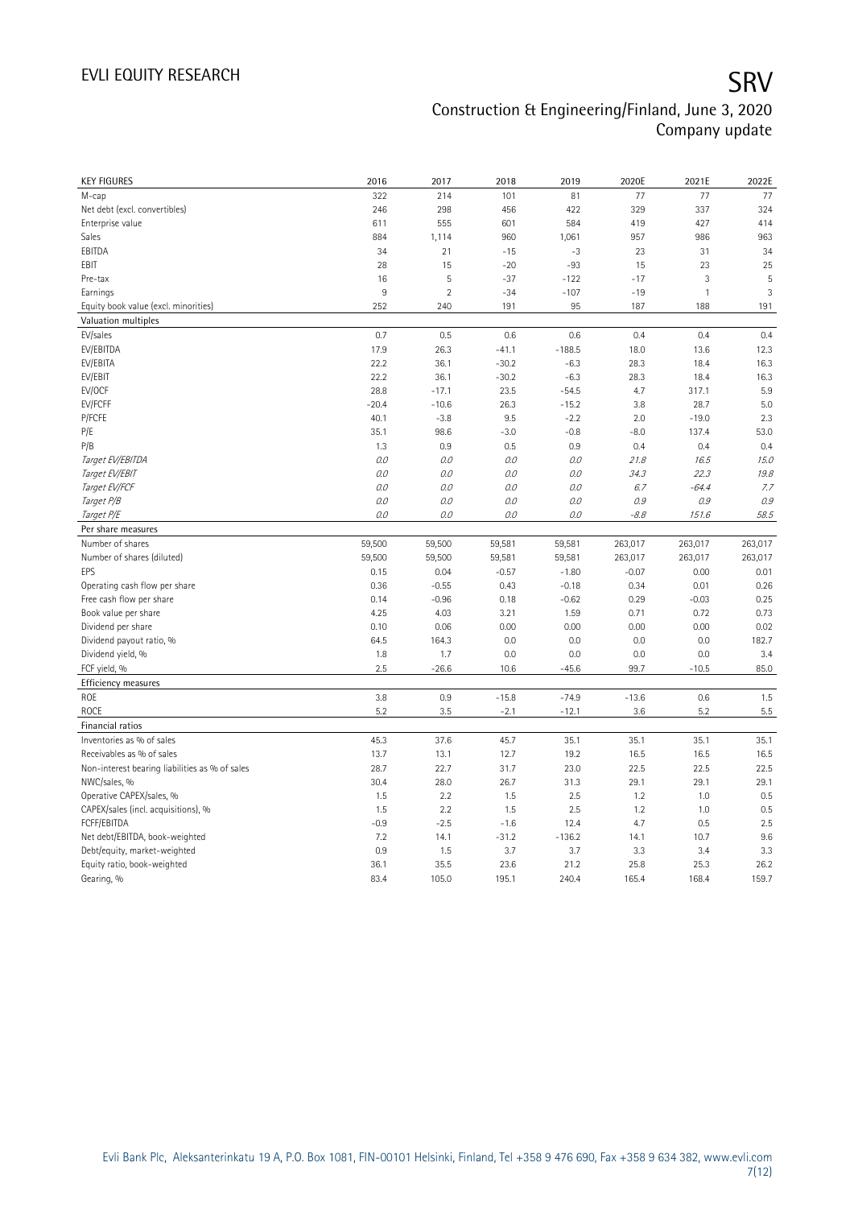| KEY FIGURES | 2016 | 2017 | 2018 | 2019 | 2020E | 2021E | 2022E |
|---|---|---|---|---|---|---|---|
| M-cap | 322 | 214 | 101 | 81 | 77 | 77 | 77 |
| Net debt (excl. convertibles) | 246 | 298 | 456 | 422 | 329 | 337 | 324 |
| Enterprise value | 611 | 555 | 601 | 584 | 419 | 427 | 414 |
| Sales | 884 | 1,114 | 960 | 1,061 | 957 | 986 | 963 |
| EBITDA | 34 | 21 | -15 | -3 | 23 | 31 | 34 |
| EBIT | 28 | 15 | -20 | -93 | 15 | 23 | 25 |
| Pre-tax | 16 | 5 | -37 | -122 | -17 | 3 | 5 |
| Earnings | 9 | 2 | -34 | -107 | -19 | 1 | 3 |
| Equity book value (excl. minorities) | 252 | 240 | 191 | 95 | 187 | 188 | 191 |
| **Valuation multiples** | | | | | | | |
| EV/sales | 0.7 | 0.5 | 0.6 | 0.6 | 0.4 | 0.4 | 0.4 |
| EV/EBITDA | 17.9 | 26.3 | -41.1 | -188.5 | 18.0 | 13.6 | 12.3 |
| EV/EBITA | 22.2 | 36.1 | -30.2 | -6.3 | 28.3 | 18.4 | 16.3 |
| EV/EBIT | 22.2 | 36.1 | -30.2 | -6.3 | 28.3 | 18.4 | 16.3 |
| EV/OCF | 28.8 | -17.1 | 23.5 | -54.5 | 4.7 | 317.1 | 5.9 |
| EV/FCFF | -20.4 | -10.6 | 26.3 | -15.2 | 3.8 | 28.7 | 5.0 |
| P/FCFE | 40.1 | -3.8 | 9.5 | -2.2 | 2.0 | -19.0 | 2.3 |
| P/E | 35.1 | 98.6 | -3.0 | -0.8 | -8.0 | 137.4 | 53.0 |
| P/B | 1.3 | 0.9 | 0.5 | 0.9 | 0.4 | 0.4 | 0.4 |
| *Target EV/EBITDA* | *0.0* | *0.0* | *0.0* | *0.0* | *21.8* | *16.5* | *15.0* |
| *Target EV/EBIT* | *0.0* | *0.0* | *0.0* | *0.0* | *34.3* | *22.3* | *19.8* |
| *Target EV/FCF* | *0.0* | *0.0* | *0.0* | *0.0* | *6.7* | *-64.4* | *7.7* |
| *Target P/B* | *0.0* | *0.0* | *0.0* | *0.0* | *0.9* | *0.9* | *0.9* |
| *Target P/E* | *0.0* | *0.0* | *0.0* | *0.0* | *-8.8* | *151.6* | *58.5* |
| **Per share measures** | | | | | | | |
| Number of shares | 59,500 | 59,500 | 59,581 | 59,581 | 263,017 | 263,017 | 263,017 |
| Number of shares (diluted) | 59,500 | 59,500 | 59,581 | 59,581 | 263,017 | 263,017 | 263,017 |
| EPS | 0.15 | 0.04 | -0.57 | -1.80 | -0.07 | 0.00 | 0.01 |
| Operating cash flow per share | 0.36 | -0.55 | 0.43 | -0.18 | 0.34 | 0.01 | 0.26 |
| Free cash flow per share | 0.14 | -0.96 | 0.18 | -0.62 | 0.29 | -0.03 | 0.25 |
| Book value per share | 4.25 | 4.03 | 3.21 | 1.59 | 0.71 | 0.72 | 0.73 |
| Dividend per share | 0.10 | 0.06 | 0.00 | 0.00 | 0.00 | 0.00 | 0.02 |
| Dividend payout ratio, % | 64.5 | 164.3 | 0.0 | 0.0 | 0.0 | 0.0 | 182.7 |
| Dividend yield, % | 1.8 | 1.7 | 0.0 | 0.0 | 0.0 | 0.0 | 3.4 |
| FCF yield, % | 2.5 | -26.6 | 10.6 | -45.6 | 99.7 | -10.5 | 85.0 |
| **Efficiency measures** | | | | | | | |
| ROE | 3.8 | 0.9 | -15.8 | -74.9 | -13.6 | 0.6 | 1.5 |
| ROCE | 5.2 | 3.5 | -2.1 | -12.1 | 3.6 | 5.2 | 5.5 |
| **Financial ratios** | | | | | | | |
| Inventories as % of sales | 45.3 | 37.6 | 45.7 | 35.1 | 35.1 | 35.1 | 35.1 |
| Receivables as % of sales | 13.7 | 13.1 | 12.7 | 19.2 | 16.5 | 16.5 | 16.5 |
| Non-interest bearing liabilities as % of sales | 28.7 | 22.7 | 31.7 | 23.0 | 22.5 | 22.5 | 22.5 |
| NWC/sales, % | 30.4 | 28.0 | 26.7 | 31.3 | 29.1 | 29.1 | 29.1 |
| Operative CAPEX/sales, % | 1.5 | 2.2 | 1.5 | 2.5 | 1.2 | 1.0 | 0.5 |
| CAPEX/sales (incl. acquisitions), % | 1.5 | 2.2 | 1.5 | 2.5 | 1.2 | 1.0 | 0.5 |
| FCFF/EBITDA | -0.9 | -2.5 | -1.6 | 12.4 | 4.7 | 0.5 | 2.5 |
| Net debt/EBITDA, book-weighted | 7.2 | 14.1 | -31.2 | -136.2 | 14.1 | 10.7 | 9.6 |
| Debt/equity, market-weighted | 0.9 | 1.5 | 3.7 | 3.7 | 3.3 | 3.4 | 3.3 |
| Equity ratio, book-weighted | 36.1 | 35.5 | 23.6 | 21.2 | 25.8 | 25.3 | 26.2 |
| Gearing, % | 83.4 | 105.0 | 195.1 | 240.4 | 165.4 | 168.4 | 159.7 |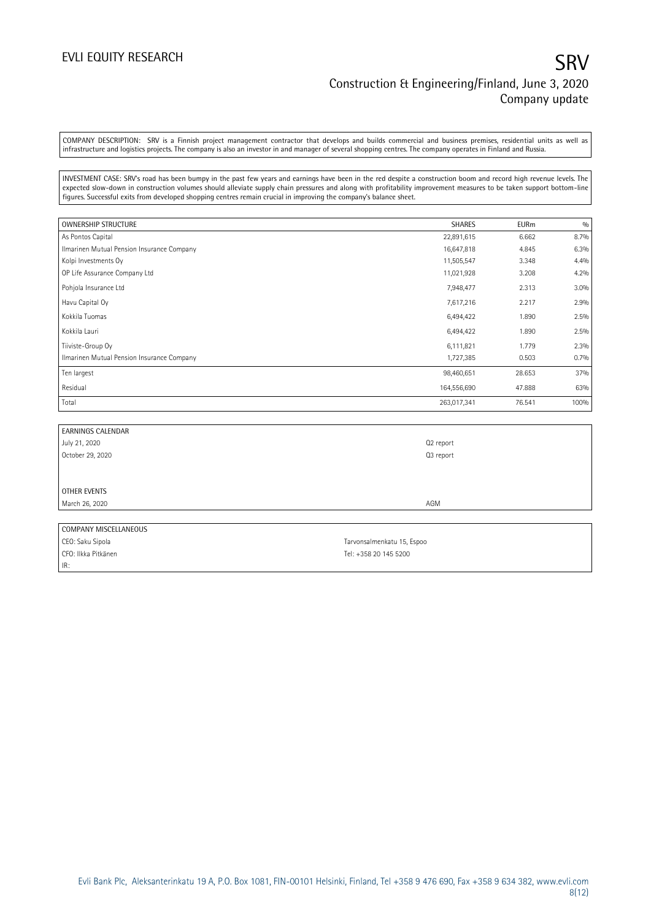COMPANY DESCRIPTION: SRV is a Finnish project management contractor that develops and builds commercial and business premises, residential units as well as infrastructure and logistics projects. The company is also an investor in and manager of several shopping centres. The company operates in Finland and Russia.

INVESTMENT CASE: SRV's road has been bumpy in the past few years and earnings have been in the red despite a construction boom and record high revenue levels. The expected slow-down in construction volumes should alleviate supply chain pressures and along with profitability improvement measures to be taken support bottom-line figures. Successful exits from developed shopping centres remain crucial in improving the company's balance sheet.

| OWNERSHIP STRUCTURE | SHARES | EURm | % |
|---|---|---|---|
| As Pontos Capital | 22,891,615 | 6.662 | 8.7% |
| Ilmarinen Mutual Pension Insurance Company | 16,647,818 | 4.845 | 6.3% |
| Kolpi Investments Oy | 11,505,547 | 3.348 | 4.4% |
| OP Life Assurance Company Ltd | 11,021,928 | 3.208 | 4.2% |
| Pohjola Insurance Ltd | 7,948,477 | 2.313 | 3.0% |
| Havu Capital Oy | 7,617,216 | 2.217 | 2.9% |
| Kokkila Tuomas | 6,494,422 | 1.890 | 2.5% |
| Kokkila Lauri | 6,494,422 | 1.890 | 2.5% |
| Tiiviste-Group Oy | 6,111,821 | 1.779 | 2.3% |
| Ilmarinen Mutual Pension Insurance Company | 1,727,385 | 0.503 | 0.7% |
| Ten largest | 98,460,651 | 28.653 | 37% |
| Residual | 164,556,690 | 47.888 | 63% |
| Total | 263,017,341 | 76.541 | 100% |

| EARNINGS CALENDAR | |
|---|---|
| July 21, 2020 | Q2 report |
| October 29, 2020 | Q3 report |
| | |
| OTHER EVENTS | |
| March 26, 2020 | AGM |

| COMPANY MISCELLANEOUS | |
|---|---|
| CEO: Saku Sipola | Tarvonsalmenkatu 15, Espoo |
| CFO: Ilkka Pitkänen | Tel: +358 20 145 5200 |
| IR: | |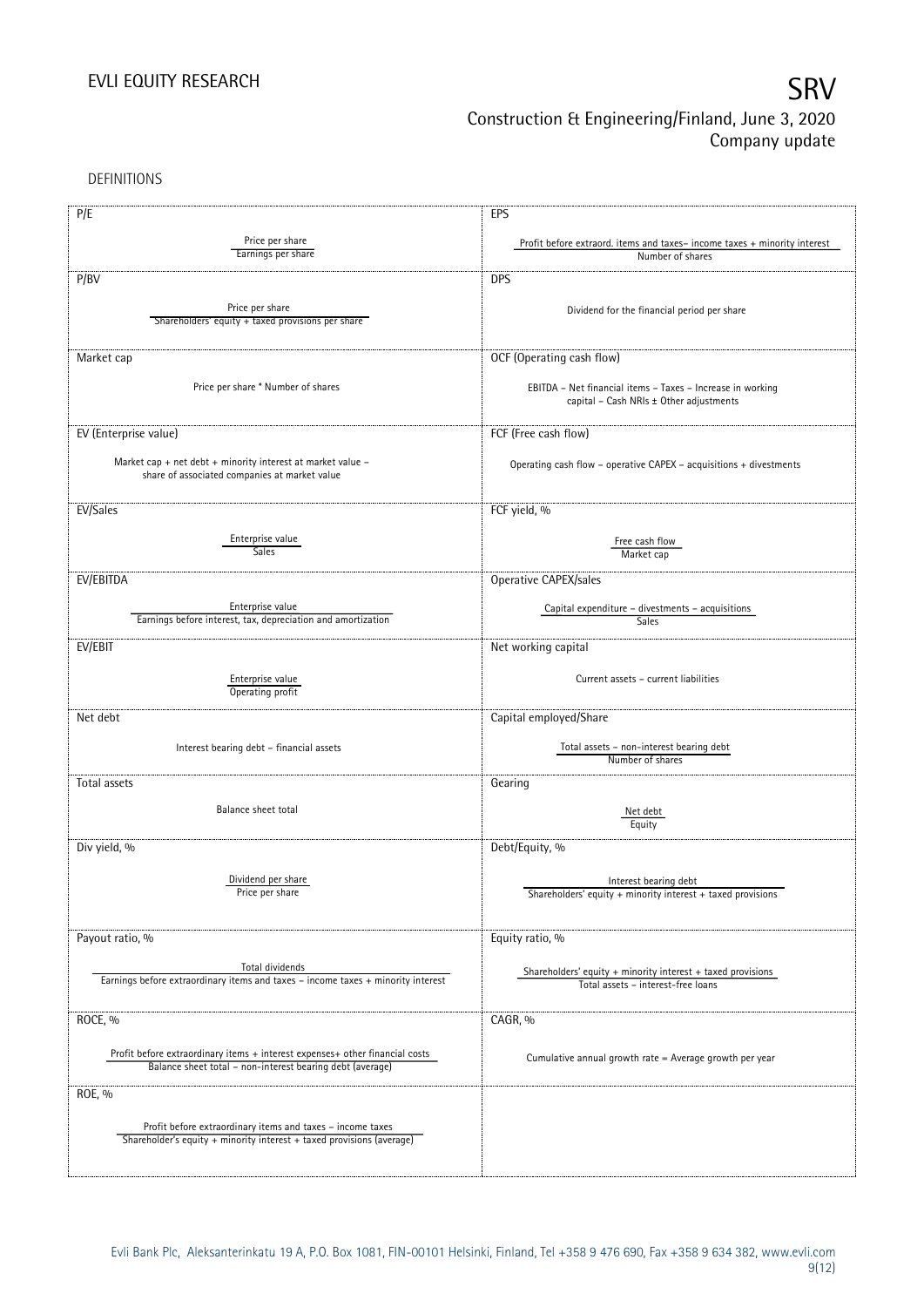DEFINITIONS

| P/E | EPS |
|---|---|
| Price per share / Earnings per share | Profit before extraord. items and taxes– income taxes + minority interest / Number of shares |
| **P/BV** | **DPS** |
| Price per share / Shareholders' equity + taxed provisions per share | Dividend for the financial period per share |
| **Market cap** | **OCF (Operating cash flow)** |
| Price per share * Number of shares | EBITDA – Net financial items – Taxes – Increase in working capital – Cash NRIs ± Other adjustments |
| **EV (Enterprise value)** | **FCF (Free cash flow)** |
| Market cap + net debt + minority interest at market value – share of associated companies at market value | Operating cash flow – operative CAPEX – acquisitions + divestments |
| **EV/Sales** | **FCF yield, %** |
| Enterprise value / Sales | Free cash flow / Market cap |
| **EV/EBITDA** | **Operative CAPEX/sales** |
| Enterprise value / Earnings before interest, tax, depreciation and amortization | Capital expenditure – divestments – acquisitions / Sales |
| **EV/EBIT** | **Net working capital** |
| Enterprise value / Operating profit | Current assets – current liabilities |
| **Net debt** | **Capital employed/Share** |
| Interest bearing debt – financial assets | Total assets – non-interest bearing debt / Number of shares |
| **Total assets** | **Gearing** |
| Balance sheet total | Net debt / Equity |
| **Div yield, %** | **Debt/Equity, %** |
| Dividend per share / Price per share | Interest bearing debt / Shareholders' equity + minority interest + taxed provisions |
| **Payout ratio, %** | **Equity ratio, %** |
| Total dividends / Earnings before extraordinary items and taxes – income taxes + minority interest | Shareholders' equity + minority interest + taxed provisions / Total assets – interest-free loans |
| **ROCE, %** | **CAGR, %** |
| Profit before extraordinary items + interest expenses+ other financial costs / Balance sheet total – non-interest bearing debt (average) | Cumulative annual growth rate = Average growth per year |
| **ROE, %** | |
| Profit before extraordinary items and taxes – income taxes / Shareholder's equity + minority interest + taxed provisions (average) | |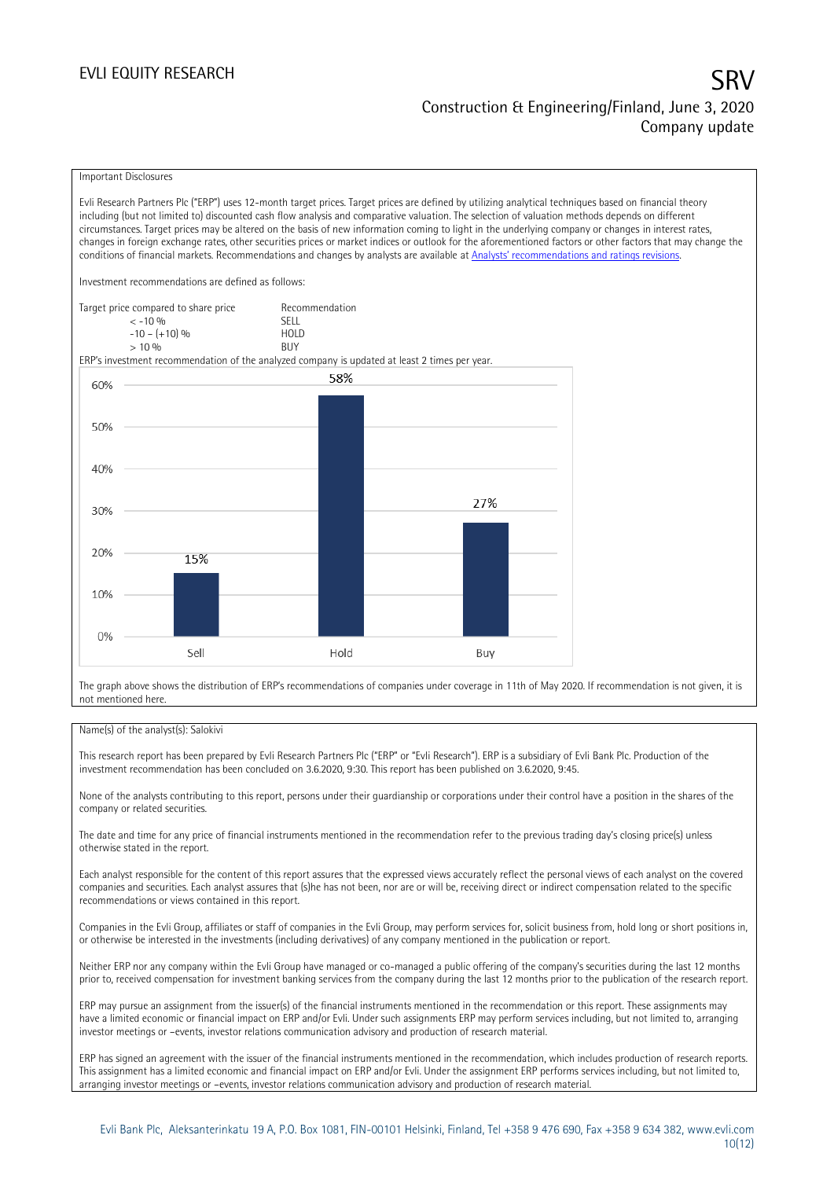Important Disclosures

Evli Research Partners Plc ("ERP") uses 12-month target prices. Target prices are defined by utilizing analytical techniques based on financial theory including (but not limited to) discounted cash flow analysis and comparative valuation. The selection of valuation methods depends on different circumstances. Target prices may be altered on the basis of new information coming to light in the underlying company or changes in interest rates, changes in foreign exchange rates, other securities prices or market indices or outlook for the aforementioned factors or other factors that may change the conditions of financial markets. Recommendations and changes by analysts are available at Analysts' recommendations and ratings revisions.

Investment recommendations are defined as follows:

| Target price compared to share price | Recommendation |
| --- | --- |
| < -10 % | SELL |
| -10 – (+10) % | HOLD |
| > 10 % | BUY |

ERP's investment recommendation of the analyzed company is updated at least 2 times per year.

| | Sell | Hold | Buy |
| --- | --- | --- | --- |
| Share of recommendations | 15% | 58% | 27% |

The graph above shows the distribution of ERP's recommendations of companies under coverage in 11th of May 2020. If recommendation is not given, it is not mentioned here.

Name(s) of the analyst(s): Salokivi

This research report has been prepared by Evli Research Partners Plc ("ERP" or "Evli Research"). ERP is a subsidiary of Evli Bank Plc. Production of the investment recommendation has been concluded on 3.6.2020, 9:30. This report has been published on 3.6.2020, 9:45.

None of the analysts contributing to this report, persons under their guardianship or corporations under their control have a position in the shares of the company or related securities.

The date and time for any price of financial instruments mentioned in the recommendation refer to the previous trading day's closing price(s) unless otherwise stated in the report.

Each analyst responsible for the content of this report assures that the expressed views accurately reflect the personal views of each analyst on the covered companies and securities. Each analyst assures that (s)he has not been, nor are or will be, receiving direct or indirect compensation related to the specific recommendations or views contained in this report.

Companies in the Evli Group, affiliates or staff of companies in the Evli Group, may perform services for, solicit business from, hold long or short positions in, or otherwise be interested in the investments (including derivatives) of any company mentioned in the publication or report.

Neither ERP nor any company within the Evli Group have managed or co-managed a public offering of the company's securities during the last 12 months prior to, received compensation for investment banking services from the company during the last 12 months prior to the publication of the research report.

ERP may pursue an assignment from the issuer(s) of the financial instruments mentioned in the recommendation or this report. These assignments may have a limited economic or financial impact on ERP and/or Evli. Under such assignments ERP may perform services including, but not limited to, arranging investor meetings or –events, investor relations communication advisory and production of research material.

ERP has signed an agreement with the issuer of the financial instruments mentioned in the recommendation, which includes production of research reports. This assignment has a limited economic and financial impact on ERP and/or Evli. Under the assignment ERP performs services including, but not limited to, arranging investor meetings or –events, investor relations communication advisory and production of research material.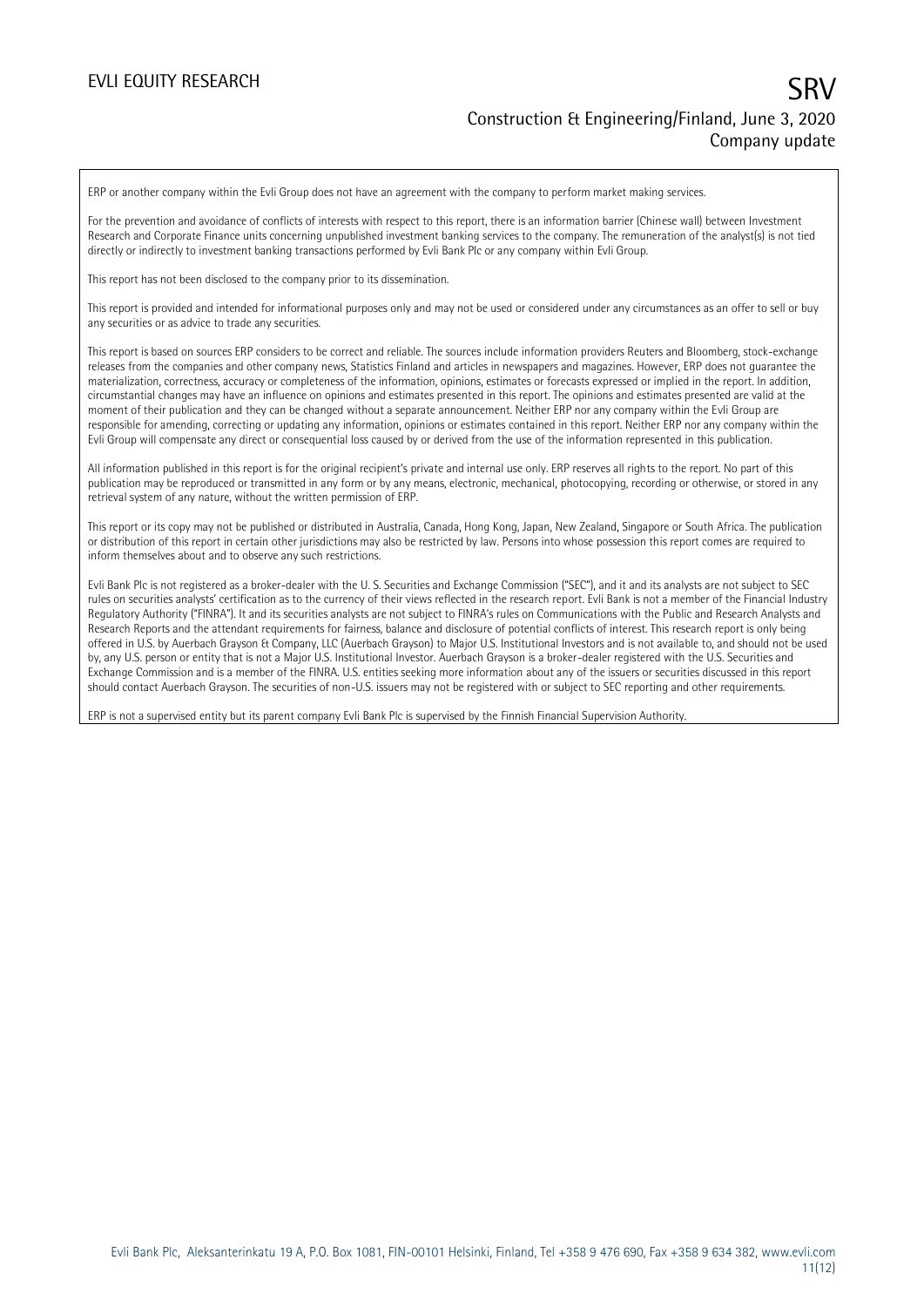ERP or another company within the Evli Group does not have an agreement with the company to perform market making services.

For the prevention and avoidance of conflicts of interests with respect to this report, there is an information barrier (Chinese wall) between Investment Research and Corporate Finance units concerning unpublished investment banking services to the company. The remuneration of the analyst(s) is not tied directly or indirectly to investment banking transactions performed by Evli Bank Plc or any company within Evli Group.

This report has not been disclosed to the company prior to its dissemination.

This report is provided and intended for informational purposes only and may not be used or considered under any circumstances as an offer to sell or buy any securities or as advice to trade any securities.

This report is based on sources ERP considers to be correct and reliable. The sources include information providers Reuters and Bloomberg, stock-exchange releases from the companies and other company news, Statistics Finland and articles in newspapers and magazines. However, ERP does not guarantee the materialization, correctness, accuracy or completeness of the information, opinions, estimates or forecasts expressed or implied in the report. In addition, circumstantial changes may have an influence on opinions and estimates presented in this report. The opinions and estimates presented are valid at the moment of their publication and they can be changed without a separate announcement. Neither ERP nor any company within the Evli Group are responsible for amending, correcting or updating any information, opinions or estimates contained in this report. Neither ERP nor any company within the Evli Group will compensate any direct or consequential loss caused by or derived from the use of the information represented in this publication.

All information published in this report is for the original recipient's private and internal use only. ERP reserves all rights to the report. No part of this publication may be reproduced or transmitted in any form or by any means, electronic, mechanical, photocopying, recording or otherwise, or stored in any retrieval system of any nature, without the written permission of ERP.

This report or its copy may not be published or distributed in Australia, Canada, Hong Kong, Japan, New Zealand, Singapore or South Africa. The publication or distribution of this report in certain other jurisdictions may also be restricted by law. Persons into whose possession this report comes are required to inform themselves about and to observe any such restrictions.

Evli Bank Plc is not registered as a broker-dealer with the U. S. Securities and Exchange Commission ("SEC"), and it and its analysts are not subject to SEC rules on securities analysts' certification as to the currency of their views reflected in the research report. Evli Bank is not a member of the Financial Industry Regulatory Authority ("FINRA"). It and its securities analysts are not subject to FINRA's rules on Communications with the Public and Research Analysts and Research Reports and the attendant requirements for fairness, balance and disclosure of potential conflicts of interest. This research report is only being offered in U.S. by Auerbach Grayson & Company, LLC (Auerbach Grayson) to Major U.S. Institutional Investors and is not available to, and should not be used by, any U.S. person or entity that is not a Major U.S. Institutional Investor. Auerbach Grayson is a broker-dealer registered with the U.S. Securities and Exchange Commission and is a member of the FINRA. U.S. entities seeking more information about any of the issuers or securities discussed in this report should contact Auerbach Grayson. The securities of non-U.S. issuers may not be registered with or subject to SEC reporting and other requirements.

ERP is not a supervised entity but its parent company Evli Bank Plc is supervised by the Finnish Financial Supervision Authority.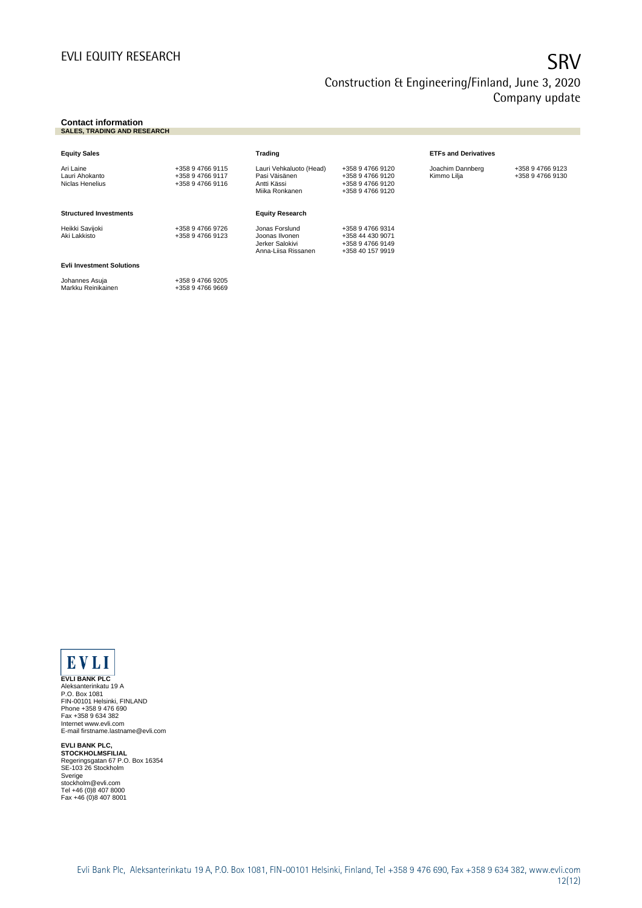## Contact information

**SALES, TRADING AND RESEARCH**

| | | | | | |
|---|---|---|---|---|---|
| **Equity Sales** | | **Trading** | | **ETFs and Derivatives** | |
| Ari Laine | +358 9 4766 9115 | Lauri Vehkaluoto (Head) | +358 9 4766 9120 | Joachim Dannberg | +358 9 4766 9123 |
| Lauri Ahokanto | +358 9 4766 9117 | Pasi Väisänen | +358 9 4766 9120 | Kimmo Lilja | +358 9 4766 9130 |
| Niclas Henelius | +358 9 4766 9116 | Antti Kässi | +358 9 4766 9120 | | |
| | | Miika Ronkanen | +358 9 4766 9120 | | |
| **Structured Investments** | | **Equity Research** | | | |
| Heikki Savijoki | +358 9 4766 9726 | Jonas Forslund | +358 9 4766 9314 | | |
| Aki Lakkisto | +358 9 4766 9123 | Joonas Ilvonen | +358 44 430 9071 | | |
| | | Jerker Salokivi | +358 9 4766 9149 | | |
| | | Anna-Liisa Rissanen | +358 40 157 9919 | | |
| **Evli Investment Solutions** | | | | | |
| Johannes Asuja | +358 9 4766 9205 | | | | |
| Markku Reinikainen | +358 9 4766 9669 | | | | |

EVLI

**EVLI BANK PLC**
Aleksanterinkatu 19 A
P.O. Box 1081
FIN-00101 Helsinki, FINLAND
Phone +358 9 476 690
Fax +358 9 634 382
Internet www.evli.com
E-mail firstname.lastname@evli.com

**EVLI BANK PLC, STOCKHOLMSFILIAL**
Regeringsgatan 67 P.O. Box 16354
SE-103 26 Stockholm
Sverige
stockholm@evli.com
Tel +46 (0)8 407 8000
Fax +46 (0)8 407 8001